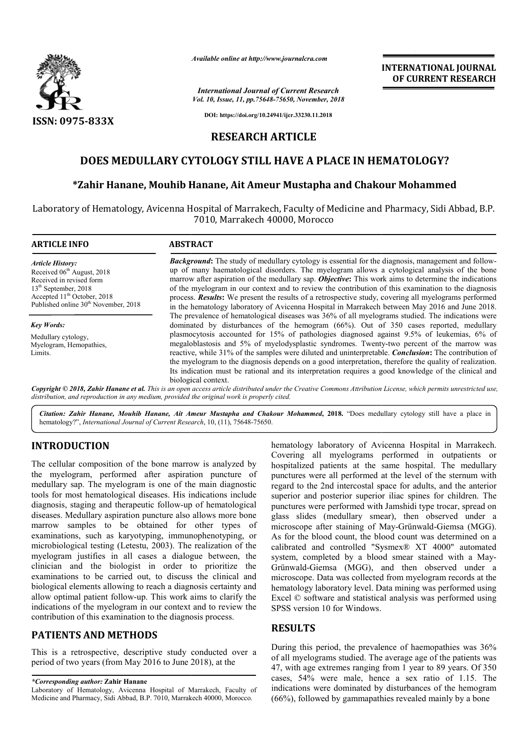*Available online at http://www.journalcra.com*

*International Journal of Current Research*
*Vol. 10, Issue, 11, pp.75648-75650, November, 2018*

DOI: https://doi.org/10.24941/ijcr.33230.11.2018

**INTERNATIONAL JOURNAL OF CURRENT RESEARCH**

ISSN: 0975-833X

## RESEARCH ARTICLE

# DOES MEDULLARY CYTOLOGY STILL HAVE A PLACE IN HEMATOLOGY?

**\*Zahir Hanane, Mouhib Hanane, Ait Ameur Mustapha and Chakour Mohammed**

Laboratory of Hematology, Avicenna Hospital of Marrakech, Faculty of Medicine and Pharmacy, Sidi Abbad, B.P. 7010, Marrakech 40000, Morocco

**ARTICLE INFO**

*Article History:*
Received 06th August, 2018
Received in revised form
13th September, 2018
Accepted 11th October, 2018
Published online 30th November, 2018

*Key Words:*
Medullary cytology,
Myelogram, Hemopathies,
Limits.

**ABSTRACT**

***Background***: The study of medullary cytology is essential for the diagnosis, management and follow-up of many haematological disorders. The myelogram allows a cytological analysis of the bone marrow after aspiration of the medullary sap. ***Objective***: This work aims to determine the indications of the myelogram in our context and to review the contribution of this examination to the diagnosis process. ***Results***: We present the results of a retrospective study, covering all myelograms performed in the hematology laboratory of Avicenna Hospital in Marrakech between May 2016 and June 2018. The prevalence of hematological diseases was 36% of all myelograms studied. The indications were dominated by disturbances of the hemogram (66%). Out of 350 cases reported, medullary plasmocytosis accounted for 15% of pathologies diagnosed against 9.5% of leukemias, 6% of megaloblastosis and 5% of myelodysplastic syndromes. Twenty-two percent of the marrow was reactive, while 31% of the samples were diluted and uninterpretable. ***Conclusion***: The contribution of the myelogram to the diagnosis depends on a good interpretation, therefore the quality of realization. Its indication must be rational and its interpretation requires a good knowledge of the clinical and biological context.

***Copyright © 2018, Zahir Hanane et al.*** *This is an open access article distributed under the Creative Commons Attribution License, which permits unrestricted use, distribution, and reproduction in any medium, provided the original work is properly cited.*

***Citation: Zahir Hanane, Mouhib Hanane, Ait Ameur Mustapha and Chakour Mohammed*, 2018.** "Does medullary cytology still have a place in hematology?", *International Journal of Current Research*, 10, (11), 75648-75650.

## INTRODUCTION

The cellular composition of the bone marrow is analyzed by the myelogram, performed after aspiration puncture of medullary sap. The myelogram is one of the main diagnostic tools for most hematological diseases. His indications include diagnosis, staging and therapeutic follow-up of hematological diseases. Medullary aspiration puncture also allows more bone marrow samples to be obtained for other types of examinations, such as karyotyping, immunophenotyping, or microbiological testing (Letestu, 2003). The realization of the myelogram justifies in all cases a dialogue between, the clinician and the biologist in order to prioritize the examinations to be carried out, to discuss the clinical and biological elements allowing to reach a diagnosis certainty and allow optimal patient follow-up. This work aims to clarify the indications of the myelogram in our context and to review the contribution of this examination to the diagnosis process.

## PATIENTS AND METHODS

This is a retrospective, descriptive study conducted over a period of two years (from May 2016 to June 2018), at the hematology laboratory of Avicenna Hospital in Marrakech. Covering all myelograms performed in outpatients or hospitalized patients at the same hospital. The medullary punctures were all performed at the level of the sternum with regard to the 2nd intercostal space for adults, and the anterior superior and posterior superior iliac spines for children. The punctures were performed with Jamshidi type trocar, spread on glass slides (medullary smear), then observed under a microscope after staining of May-Grünwald-Giemsa (MGG). As for the blood count, the blood count was determined on a calibrated and controlled "Sysmex® XT 4000" automated system, completed by a blood smear stained with a May-Grünwald-Giemsa (MGG), and then observed under a microscope. Data was collected from myelogram records at the hematology laboratory level. Data mining was performed using Excel © software and statistical analysis was performed using SPSS version 10 for Windows.

## RESULTS

During this period, the prevalence of haemopathies was 36% of all myelograms studied. The average age of the patients was 47, with age extremes ranging from 1 year to 89 years. Of 350 cases, 54% were male, hence a sex ratio of 1.15. The indications were dominated by disturbances of the hemogram (66%), followed by gammapathies revealed mainly by a bone

*\*Corresponding author:* **Zahir Hanane**
Laboratory of Hematology, Avicenna Hospital of Marrakech, Faculty of Medicine and Pharmacy, Sidi Abbad, B.P. 7010, Marrakech 40000, Morocco.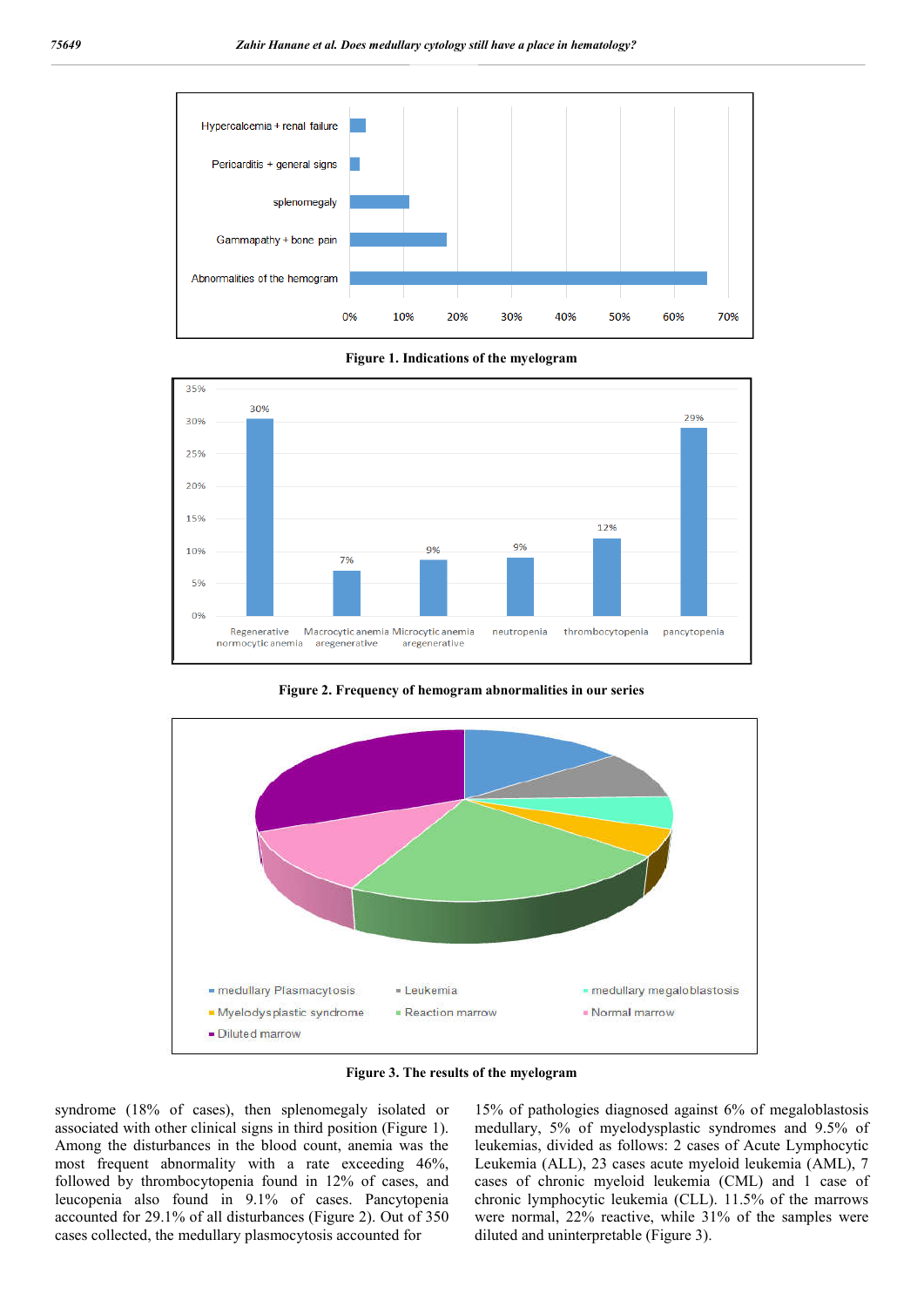Figure 1. Indications of the myelogram

Figure 2. Frequency of hemogram abnormalities in our series

Figure 3. The results of the myelogram

syndrome (18% of cases), then splenomegaly isolated or associated with other clinical signs in third position (Figure 1). Among the disturbances in the blood count, anemia was the most frequent abnormality with a rate exceeding 46%, followed by thrombocytopenia found in 12% of cases, and leucopenia also found in 9.1% of cases. Pancytopenia accounted for 29.1% of all disturbances (Figure 2). Out of 350 cases collected, the medullary plasmocytosis accounted for 15% of pathologies diagnosed against 6% of megaloblastosis medullary, 5% of myelodysplastic syndromes and 9.5% of leukemias, divided as follows: 2 cases of Acute Lymphocytic Leukemia (ALL), 23 cases acute myeloid leukemia (AML), 7 cases of chronic myeloid leukemia (CML) and 1 case of chronic lymphocytic leukemia (CLL). 11.5% of the marrows were normal, 22% reactive, while 31% of the samples were diluted and uninterpretable (Figure 3).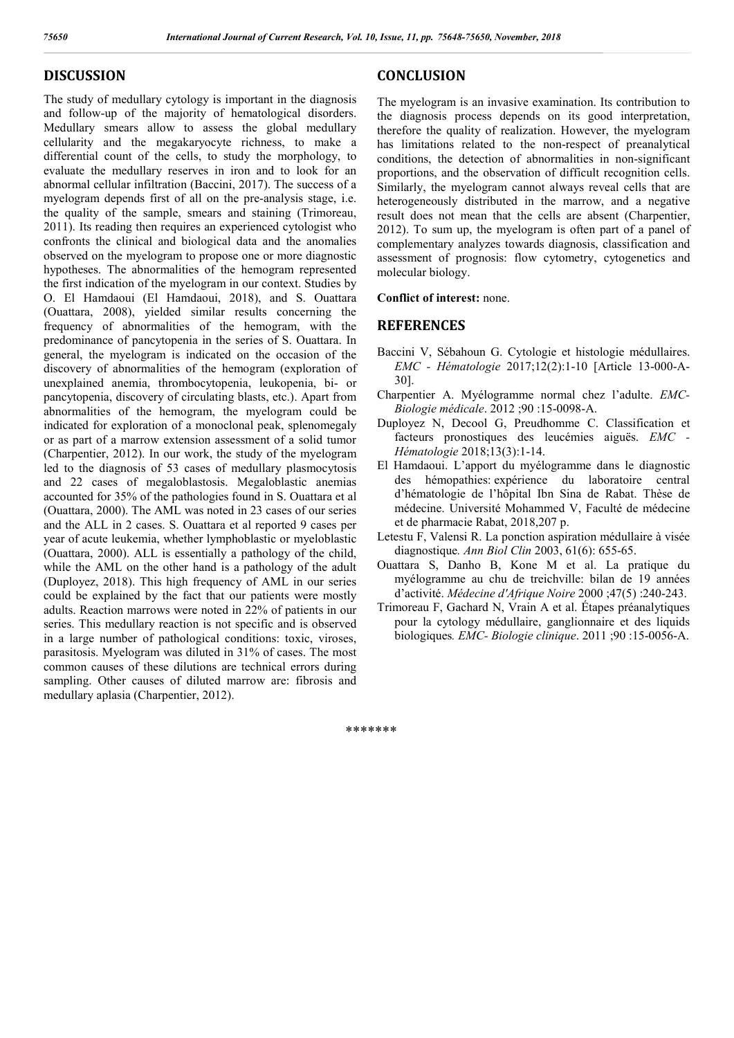## DISCUSSION

The study of medullary cytology is important in the diagnosis and follow-up of the majority of hematological disorders. Medullary smears allow to assess the global medullary cellularity and the megakaryocyte richness, to make a differential count of the cells, to study the morphology, to evaluate the medullary reserves in iron and to look for an abnormal cellular infiltration (Baccini, 2017). The success of a myelogram depends first of all on the pre-analysis stage, i.e. the quality of the sample, smears and staining (Trimoreau, 2011). Its reading then requires an experienced cytologist who confronts the clinical and biological data and the anomalies observed on the myelogram to propose one or more diagnostic hypotheses. The abnormalities of the hemogram represented the first indication of the myelogram in our context. Studies by O. El Hamdaoui (El Hamdaoui, 2018), and S. Ouattara (Ouattara, 2008), yielded similar results concerning the frequency of abnormalities of the hemogram, with the predominance of pancytopenia in the series of S. Ouattara. In general, the myelogram is indicated on the occasion of the discovery of abnormalities of the hemogram (exploration of unexplained anemia, thrombocytopenia, leukopenia, bi- or pancytopenia, discovery of circulating blasts, etc.). Apart from abnormalities of the hemogram, the myelogram could be indicated for exploration of a monoclonal peak, splenomegaly or as part of a marrow extension assessment of a solid tumor (Charpentier, 2012). In our work, the study of the myelogram led to the diagnosis of 53 cases of medullary plasmocytosis and 22 cases of megaloblastosis. Megaloblastic anemias accounted for 35% of the pathologies found in S. Ouattara et al (Ouattara, 2000). The AML was noted in 23 cases of our series and the ALL in 2 cases. S. Ouattara et al reported 9 cases per year of acute leukemia, whether lymphoblastic or myeloblastic (Ouattara, 2000). ALL is essentially a pathology of the child, while the AML on the other hand is a pathology of the adult (Duployez, 2018). This high frequency of AML in our series could be explained by the fact that our patients were mostly adults. Reaction marrows were noted in 22% of patients in our series. This medullary reaction is not specific and is observed in a large number of pathological conditions: toxic, viroses, parasitosis. Myelogram was diluted in 31% of cases. The most common causes of these dilutions are technical errors during sampling. Other causes of diluted marrow are: fibrosis and medullary aplasia (Charpentier, 2012).

## CONCLUSION

The myelogram is an invasive examination. Its contribution to the diagnosis process depends on its good interpretation, therefore the quality of realization. However, the myelogram has limitations related to the non-respect of preanalytical conditions, the detection of abnormalities in non-significant proportions, and the observation of difficult recognition cells. Similarly, the myelogram cannot always reveal cells that are heterogeneously distributed in the marrow, and a negative result does not mean that the cells are absent (Charpentier, 2012). To sum up, the myelogram is often part of a panel of complementary analyzes towards diagnosis, classification and assessment of prognosis: flow cytometry, cytogenetics and molecular biology.

**Conflict of interest:** none.

## REFERENCES

Baccini V, Sébahoun G. Cytologie et histologie médullaires. *EMC - Hématologie* 2017;12(2):1-10 [Article 13-000-A-30].

Charpentier A. Myélogramme normal chez l'adulte. *EMC-Biologie médicale*. 2012 ;90 :15-0098-A.

Duployez N, Decool G, Preudhomme C. Classification et facteurs pronostiques des leucémies aiguës. *EMC - Hématologie* 2018;13(3):1-14.

El Hamdaoui. L'apport du myélogramme dans le diagnostic des hémopathies: expérience du laboratoire central d'hématologie de l'hôpital Ibn Sina de Rabat. Thèse de médecine. Université Mohammed V, Faculté de médecine et de pharmacie Rabat, 2018,207 p.

Letestu F, Valensi R. La ponction aspiration médullaire à visée diagnostique. *Ann Biol Clin* 2003, 61(6): 655-65.

Ouattara S, Danho B, Kone M et al. La pratique du myélogramme au chu de treichville: bilan de 19 années d'activité. *Médecine d'Afrique Noire* 2000 ;47(5) :240-243.

Trimoreau F, Gachard N, Vrain A et al. Étapes préanalytiques pour la cytology médullaire, ganglionnaire et des liquids biologiques. *EMC- Biologie clinique*. 2011 ;90 :15-0056-A.

\*\*\*\*\*\*\*